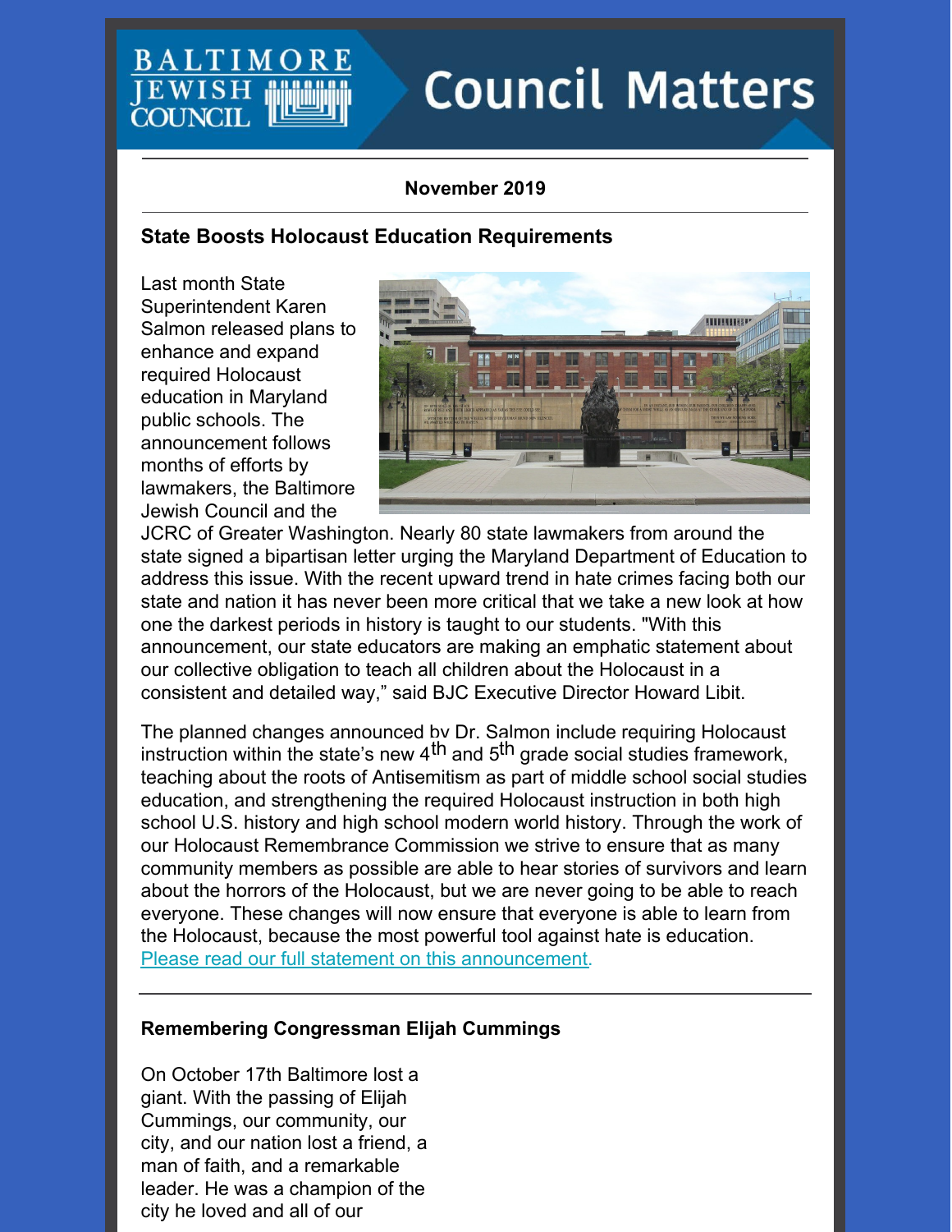# Council Matters

BALTIMORE JEWISH COUNCIL

**November 2019**

## State Boosts Holocaust Education Requirements

Last month State Superintendent Karen Salmon released plans to enhance and expand required Holocaust education in Maryland public schools. The announcement follows months of efforts by lawmakers, the Baltimore Jewish Council and the JCRC of Greater Washington. Nearly 80 state lawmakers from around the state signed a bipartisan letter urging the Maryland Department of Education to address this issue. With the recent upward trend in hate crimes facing both our state and nation it has never been more critical that we take a new look at how one the darkest periods in history is taught to our students. "With this announcement, our state educators are making an emphatic statement about our collective obligation to teach all children about the Holocaust in a consistent and detailed way," said BJC Executive Director Howard Libit.

The planned changes announced by Dr. Salmon include requiring Holocaust instruction within the state's new 4th and 5th grade social studies framework, teaching about the roots of Antisemitism as part of middle school social studies education, and strengthening the required Holocaust instruction in both high school U.S. history and high school modern world history. Through the work of our Holocaust Remembrance Commission we strive to ensure that as many community members as possible are able to hear stories of survivors and learn about the horrors of the Holocaust, but we are never going to be able to reach everyone. These changes will now ensure that everyone is able to learn from the Holocaust, because the most powerful tool against hate is education. Please read our full statement on this announcement.

## Remembering Congressman Elijah Cummings

On October 17th Baltimore lost a giant. With the passing of Elijah Cummings, our community, our city, and our nation lost a friend, a man of faith, and a remarkable leader. He was a champion of the city he loved and all of our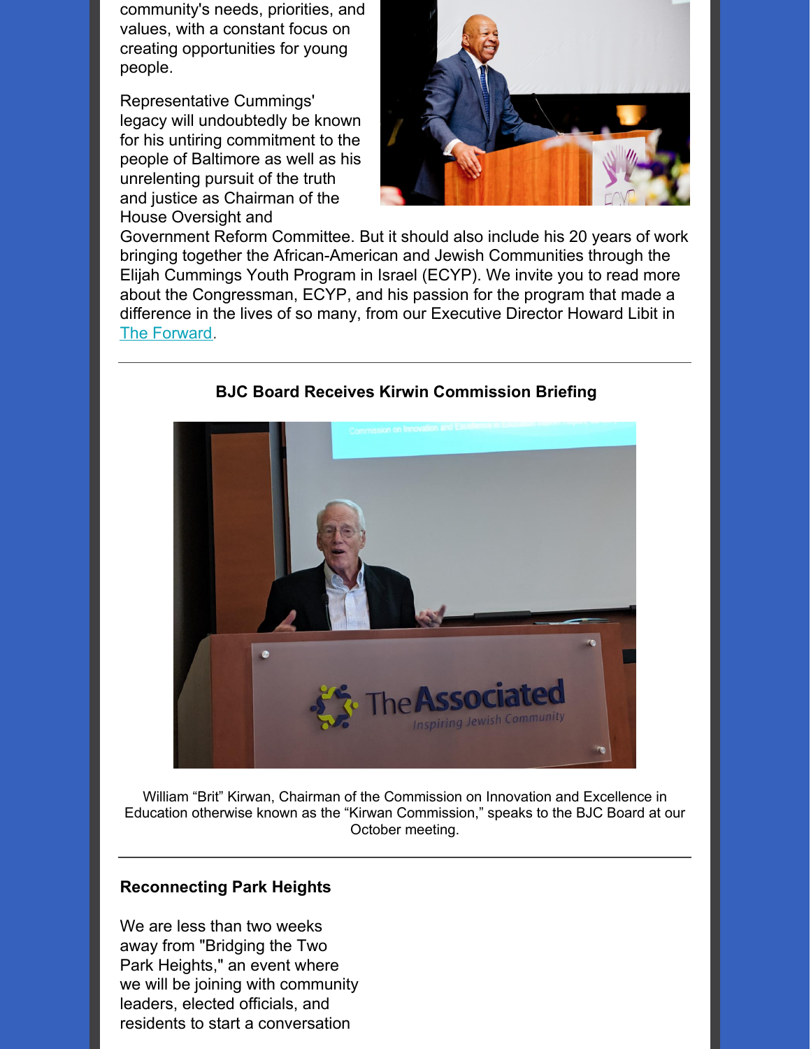community's needs, priorities, and values, with a constant focus on creating opportunities for young people.

Representative Cummings' legacy will undoubtedly be known for his untiring commitment to the people of Baltimore as well as his unrelenting pursuit of the truth and justice as Chairman of the House Oversight and Government Reform Committee. But it should also include his 20 years of work bringing together the African-American and Jewish Communities through the Elijah Cummings Youth Program in Israel (ECYP). We invite you to read more about the Congressman, ECYP, and his passion for the program that made a difference in the lives of so many, from our Executive Director Howard Libit in The Forward.

---

**BJC Board Receives Kirwin Commission Briefing**

William "Brit" Kirwan, Chairman of the Commission on Innovation and Excellence in Education otherwise known as the "Kirwan Commission," speaks to the BJC Board at our October meeting.

---

**Reconnecting Park Heights**

We are less than two weeks away from "Bridging the Two Park Heights," an event where we will be joining with community leaders, elected officials, and residents to start a conversation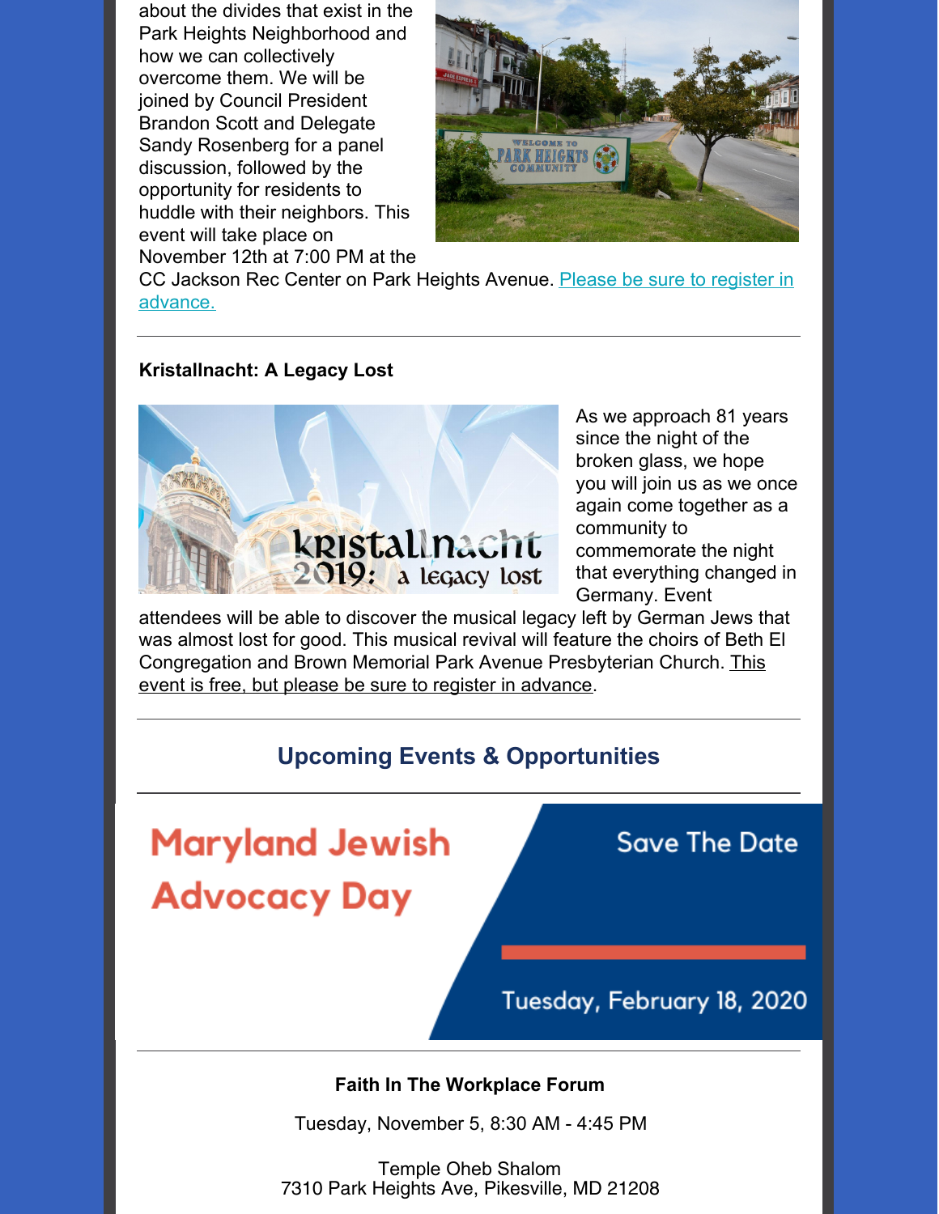about the divides that exist in the Park Heights Neighborhood and how we can collectively overcome them. We will be joined by Council President Brandon Scott and Delegate Sandy Rosenberg for a panel discussion, followed by the opportunity for residents to huddle with their neighbors. This event will take place on November 12th at 7:00 PM at the CC Jackson Rec Center on Park Heights Avenue. Please be sure to register in advance.

---

**Kristallnacht: A Legacy Lost**

As we approach 81 years since the night of the broken glass, we hope you will join us as we once again come together as a community to commemorate the night that everything changed in Germany. Event attendees will be able to discover the musical legacy left by German Jews that was almost lost for good. This musical revival will feature the choirs of Beth El Congregation and Brown Memorial Park Avenue Presbyterian Church. This event is free, but please be sure to register in advance.

---

## Upcoming Events & Opportunities

---

**Maryland Jewish Advocacy Day**

Save The Date

Tuesday, February 18, 2020

---

**Faith In The Workplace Forum**

Tuesday, November 5, 8:30 AM - 4:45 PM

Temple Oheb Shalom
7310 Park Heights Ave, Pikesville, MD 21208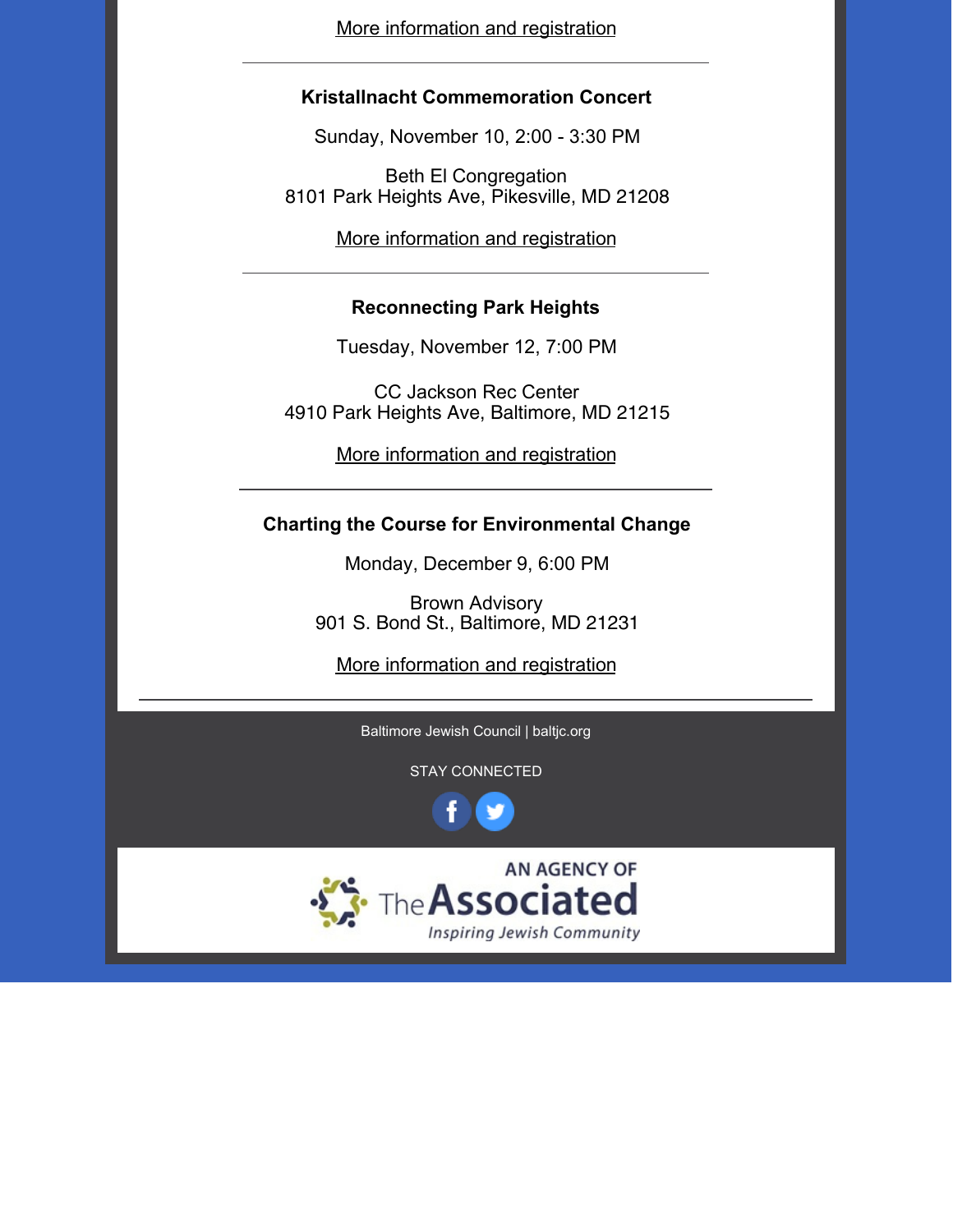More information and registration

---

**Kristallnacht Commemoration Concert**

Sunday, November 10, 2:00 - 3:30 PM

Beth El Congregation
8101 Park Heights Ave, Pikesville, MD 21208

More information and registration

---

**Reconnecting Park Heights**

Tuesday, November 12, 7:00 PM

CC Jackson Rec Center
4910 Park Heights Ave, Baltimore, MD 21215

More information and registration

---

**Charting the Course for Environmental Change**

Monday, December 9, 6:00 PM

Brown Advisory
901 S. Bond St., Baltimore, MD 21231

More information and registration

---

Baltimore Jewish Council | baltjc.org

STAY CONNECTED

AN AGENCY OF The Associated
*Inspiring Jewish Community*